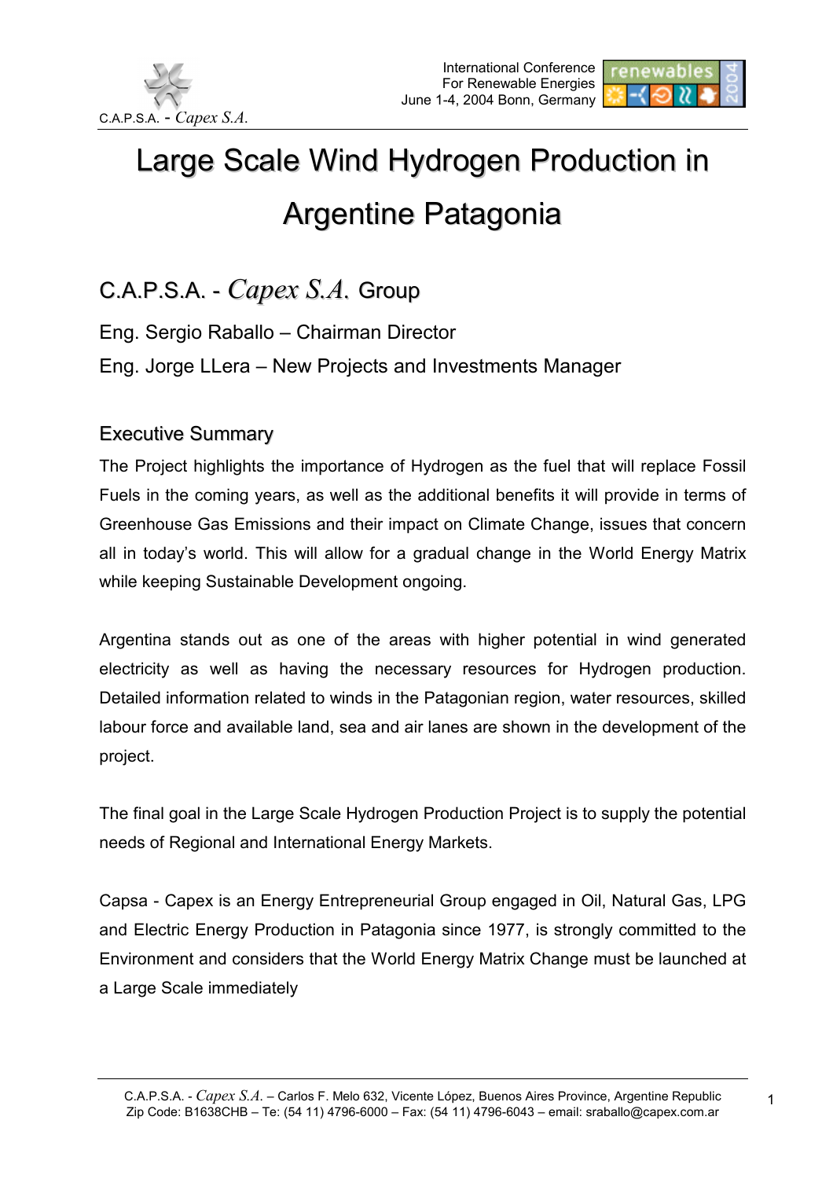# Large Scale Wind Hydrogen Production in Argentine Patagonia

## C.A.P.S.A. - *Capex S.A.* Group

Eng. Sergio Raballo – Chairman Director

Eng. Jorge LLera – New Projects and Investments Manager

### Executive Summary

The Project highlights the importance of Hydrogen as the fuel that will replace Fossil Fuels in the coming years, as well as the additional benefits it will provide in terms of Greenhouse Gas Emissions and their impact on Climate Change, issues that concern all in today's world. This will allow for a gradual change in the World Energy Matrix while keeping Sustainable Development ongoing.

Argentina stands out as one of the areas with higher potential in wind generated electricity as well as having the necessary resources for Hydrogen production. Detailed information related to winds in the Patagonian region, water resources, skilled labour force and available land, sea and air lanes are shown in the development of the project.

The final goal in the Large Scale Hydrogen Production Project is to supply the potential needs of Regional and International Energy Markets.

Capsa - Capex is an Energy Entrepreneurial Group engaged in Oil, Natural Gas, LPG and Electric Energy Production in Patagonia since 1977, is strongly committed to the Environment and considers that the World Energy Matrix Change must be launched at a Large Scale immediately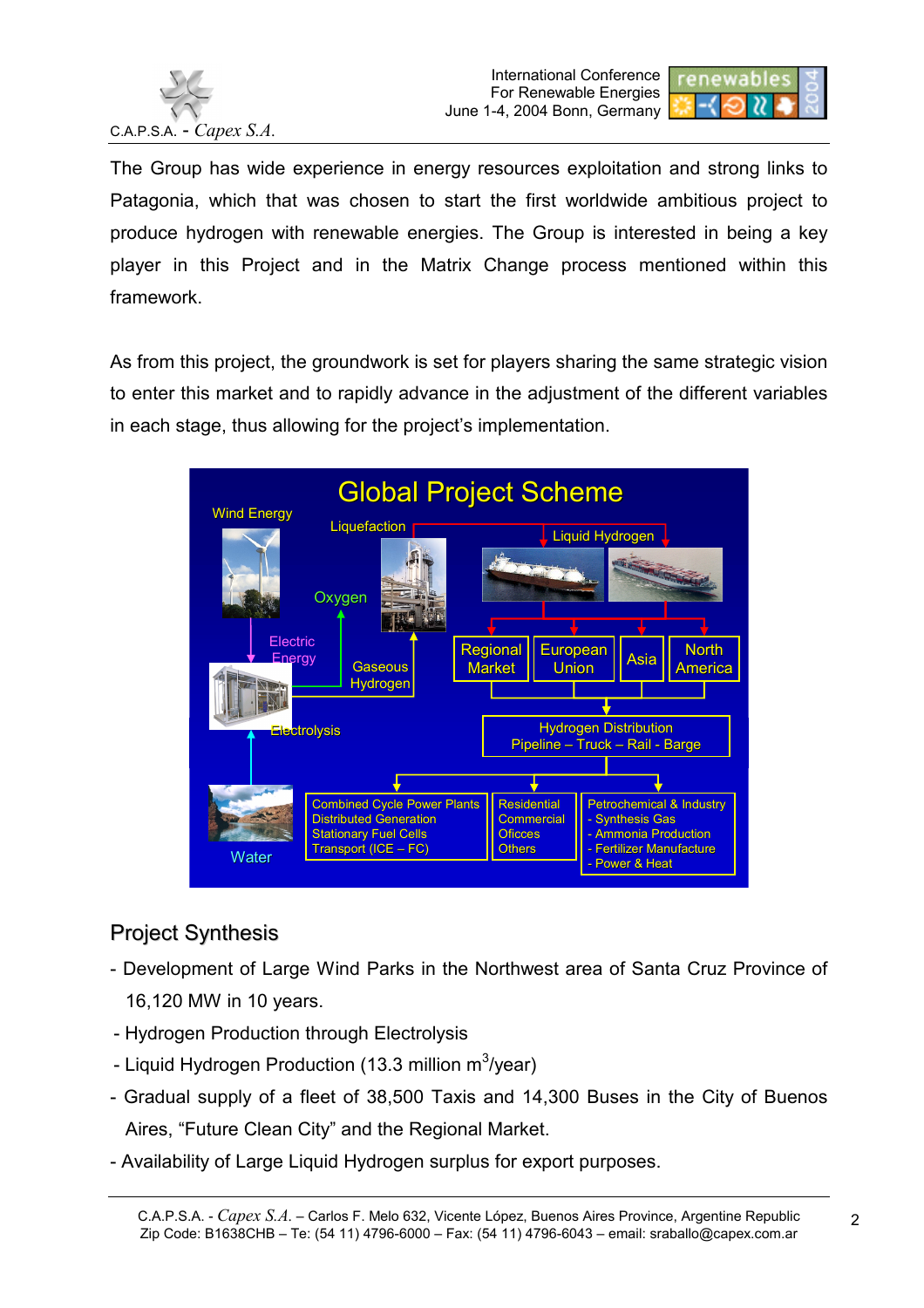The Group has wide experience in energy resources exploitation and strong links to Patagonia, which that was chosen to start the first worldwide ambitious project to produce hydrogen with renewable energies. The Group is interested in being a key player in this Project and in the Matrix Change process mentioned within this framework.

As from this project, the groundwork is set for players sharing the same strategic vision to enter this market and to rapidly advance in the adjustment of the different variables in each stage, thus allowing for the project's implementation.

## Project Synthesis

- Development of Large Wind Parks in the Northwest area of Santa Cruz Province of 16,120 MW in 10 years.
- Hydrogen Production through Electrolysis
- Liquid Hydrogen Production (13.3 million $m^3$/year)
- Gradual supply of a fleet of 38,500 Taxis and 14,300 Buses in the City of Buenos Aires, "Future Clean City" and the Regional Market.
- Availability of Large Liquid Hydrogen surplus for export purposes.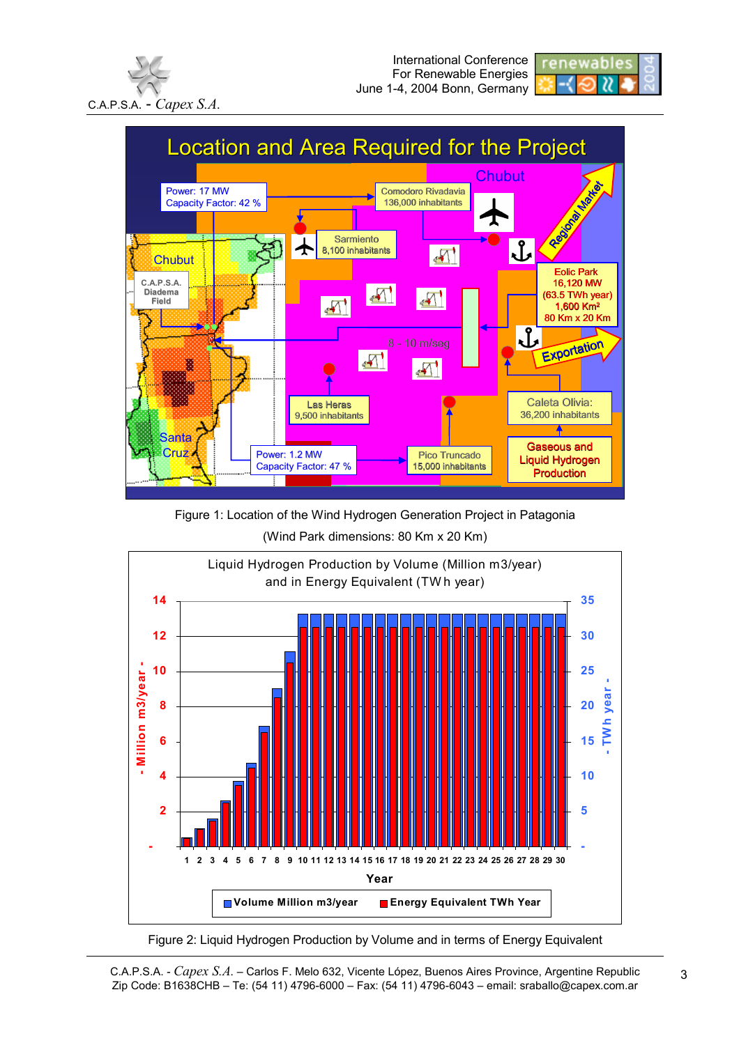Figure 1: Location of the Wind Hydrogen Generation Project in Patagonia

(Wind Park dimensions: 80 Km x 20 Km)

Figure 2: Liquid Hydrogen Production by Volume and in terms of Energy Equivalent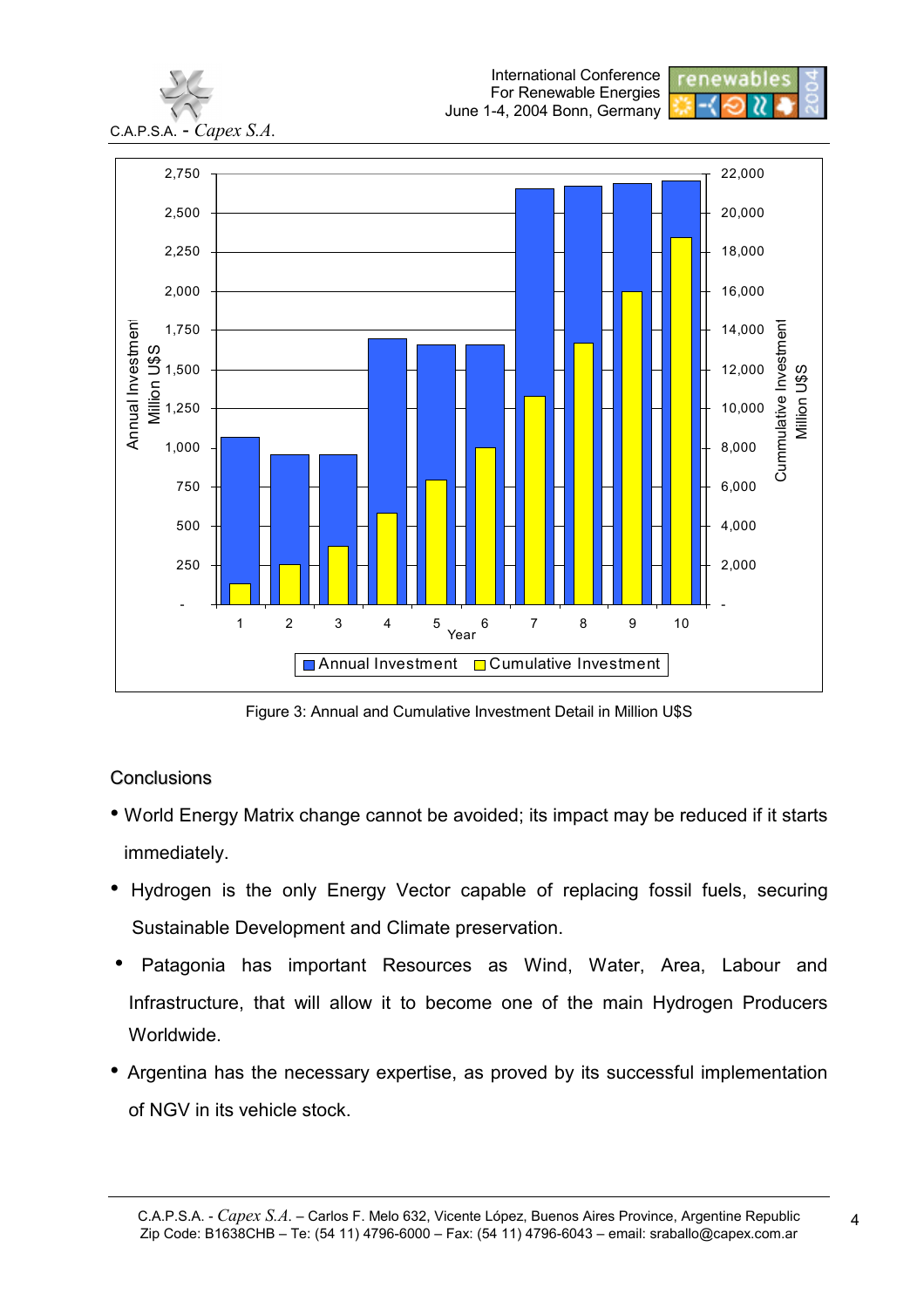Figure 3: Annual and Cumulative Investment Detail in Million U$S

## Conclusions

- World Energy Matrix change cannot be avoided; its impact may be reduced if it starts immediately.
- Hydrogen is the only Energy Vector capable of replacing fossil fuels, securing Sustainable Development and Climate preservation.
- Patagonia has important Resources as Wind, Water, Area, Labour and Infrastructure, that will allow it to become one of the main Hydrogen Producers Worldwide.
- Argentina has the necessary expertise, as proved by its successful implementation of NGV in its vehicle stock.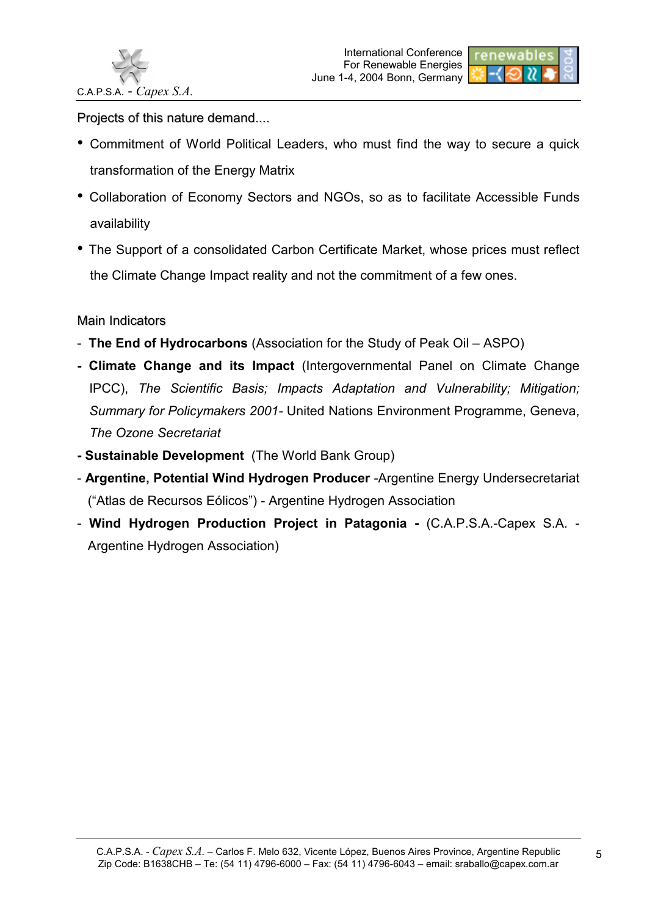Projects of this nature demand....

- Commitment of World Political Leaders, who must find the way to secure a quick transformation of the Energy Matrix
- Collaboration of Economy Sectors and NGOs, so as to facilitate Accessible Funds availability
- The Support of a consolidated Carbon Certificate Market, whose prices must reflect the Climate Change Impact reality and not the commitment of a few ones.

Main Indicators

- **The End of Hydrocarbons** (Association for the Study of Peak Oil – ASPO)
- **Climate Change and its Impact** (Intergovernmental Panel on Climate Change IPCC), *The Scientific Basis; Impacts Adaptation and Vulnerability; Mitigation; Summary for Policymakers 2001*- United Nations Environment Programme, Geneva, *The Ozone Secretariat*
- **Sustainable Development** (The World Bank Group)
- **Argentine, Potential Wind Hydrogen Producer** -Argentine Energy Undersecretariat ("Atlas de Recursos Eólicos") - Argentine Hydrogen Association
- **Wind Hydrogen Production Project in Patagonia -** (C.A.P.S.A.-Capex S.A. - Argentine Hydrogen Association)